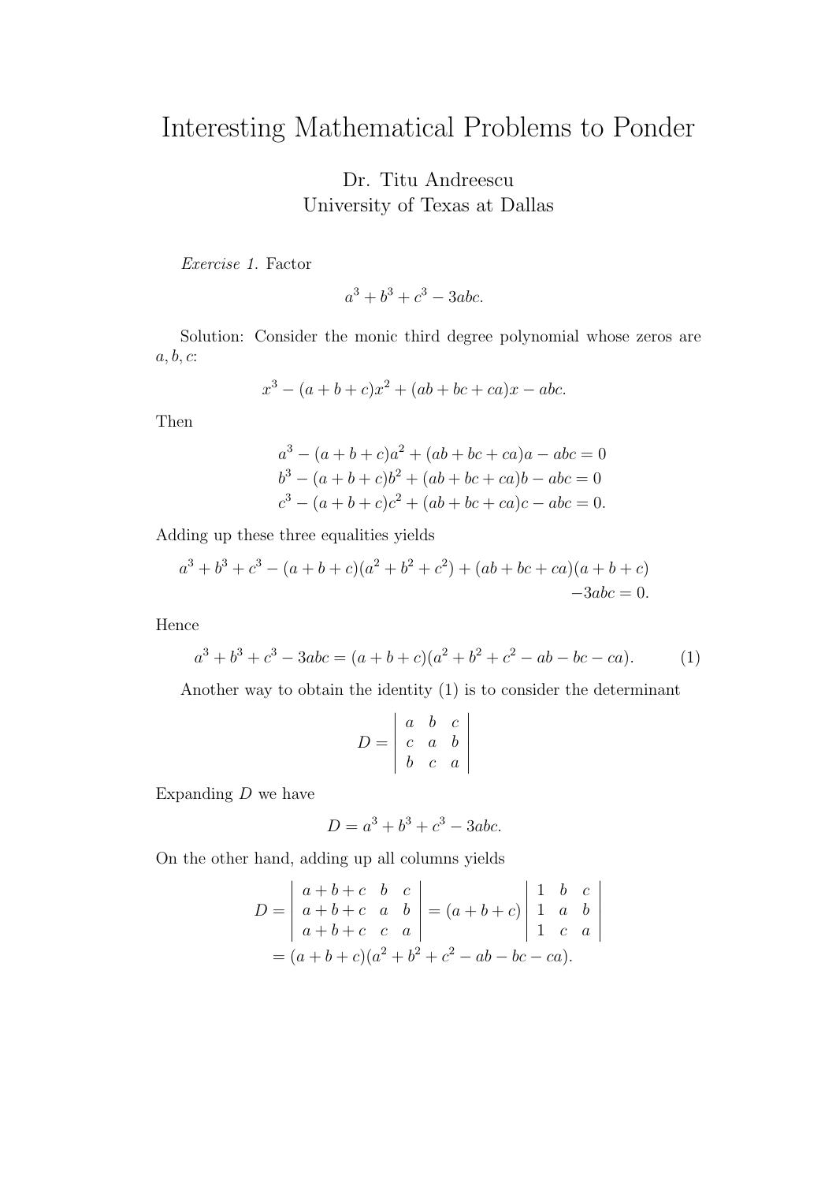# Interesting Mathematical Problems to Ponder

Dr. Titu Andreescu
University of Texas at Dallas

*Exercise 1.* Factor

$$a^3 + b^3 + c^3 - 3abc.$$

Solution: Consider the monic third degree polynomial whose zeros are $a, b, c$:

$$x^3 - (a + b + c)x^2 + (ab + bc + ca)x - abc.$$

Then

$$\begin{aligned}
a^3 - (a + b + c)a^2 + (ab + bc + ca)a - abc = 0 \\
b^3 - (a + b + c)b^2 + (ab + bc + ca)b - abc = 0 \\
c^3 - (a + b + c)c^2 + (ab + bc + ca)c - abc = 0.
\end{aligned}$$

Adding up these three equalities yields

$$a^3 + b^3 + c^3 - (a + b + c)(a^2 + b^2 + c^2) + (ab + bc + ca)(a + b + c) - 3abc = 0.$$

Hence

$$a^3 + b^3 + c^3 - 3abc = (a + b + c)(a^2 + b^2 + c^2 - ab - bc - ca). \tag{1}$$

Another way to obtain the identity (1) is to consider the determinant

$$D = \begin{vmatrix} a & b & c \\ c & a & b \\ b & c & a \end{vmatrix}$$

Expanding $D$ we have

$$D = a^3 + b^3 + c^3 - 3abc.$$

On the other hand, adding up all columns yields

$$\begin{aligned}
D &= \begin{vmatrix} a + b + c & b & c \\ a + b + c & a & b \\ a + b + c & c & a \end{vmatrix} = (a + b + c) \begin{vmatrix} 1 & b & c \\ 1 & a & b \\ 1 & c & a \end{vmatrix} \\
&= (a + b + c)(a^2 + b^2 + c^2 - ab - bc - ca).
\end{aligned}$$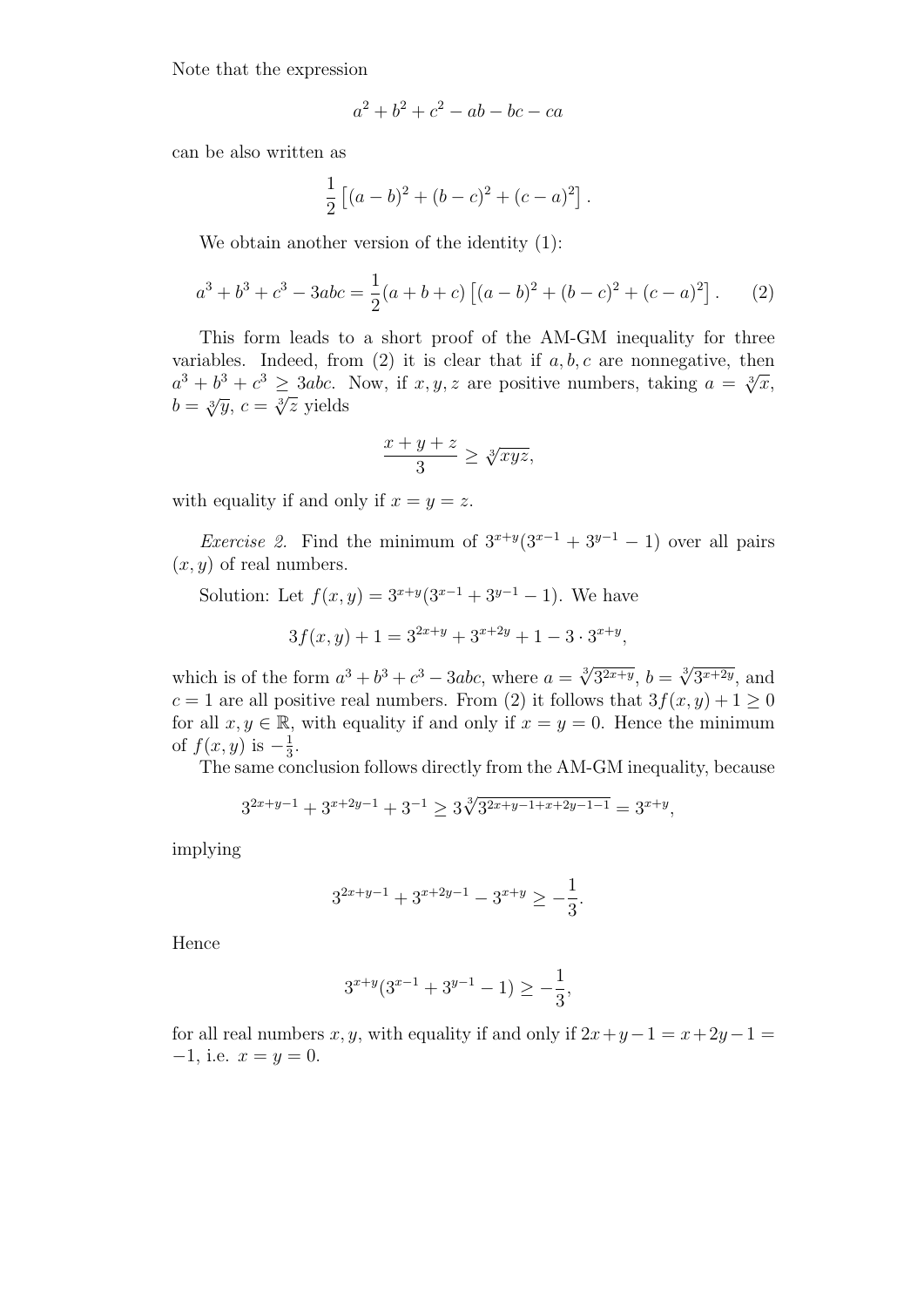Note that the expression

$$a^2 + b^2 + c^2 - ab - bc - ca$$

can be also written as

$$\frac{1}{2}\left[(a-b)^2 + (b-c)^2 + (c-a)^2\right].$$

We obtain another version of the identity (1):

$$a^3 + b^3 + c^3 - 3abc = \frac{1}{2}(a+b+c)\left[(a-b)^2 + (b-c)^2 + (c-a)^2\right]. \qquad (2)$$

This form leads to a short proof of the AM-GM inequality for three variables. Indeed, from (2) it is clear that if $a, b, c$ are nonnegative, then $a^3 + b^3 + c^3 \geq 3abc$. Now, if $x, y, z$ are positive numbers, taking $a = \sqrt[3]{x}$, $b = \sqrt[3]{y}$, $c = \sqrt[3]{z}$ yields

$$\frac{x+y+z}{3} \geq \sqrt[3]{xyz},$$

with equality if and only if $x = y = z$.

*Exercise 2.* Find the minimum of $3^{x+y}(3^{x-1} + 3^{y-1} - 1)$ over all pairs $(x, y)$ of real numbers.

Solution: Let $f(x, y) = 3^{x+y}(3^{x-1} + 3^{y-1} - 1)$. We have

$$3f(x, y) + 1 = 3^{2x+y} + 3^{x+2y} + 1 - 3 \cdot 3^{x+y},$$

which is of the form $a^3 + b^3 + c^3 - 3abc$, where $a = \sqrt[3]{3^{2x+y}}$, $b = \sqrt[3]{3^{x+2y}}$, and $c = 1$ are all positive real numbers. From (2) it follows that $3f(x, y) + 1 \geq 0$ for all $x, y \in \mathbb{R}$, with equality if and only if $x = y = 0$. Hence the minimum of $f(x, y)$ is $-\frac{1}{3}$.

The same conclusion follows directly from the AM-GM inequality, because

$$3^{2x+y-1} + 3^{x+2y-1} + 3^{-1} \geq 3\sqrt[3]{3^{2x+y-1+x+2y-1-1}} = 3^{x+y},$$

implying

$$3^{2x+y-1} + 3^{x+2y-1} - 3^{x+y} \geq -\frac{1}{3}.$$

Hence

$$3^{x+y}(3^{x-1} + 3^{y-1} - 1) \geq -\frac{1}{3},$$

for all real numbers $x, y$, with equality if and only if $2x + y - 1 = x + 2y - 1 = -1$, i.e. $x = y = 0$.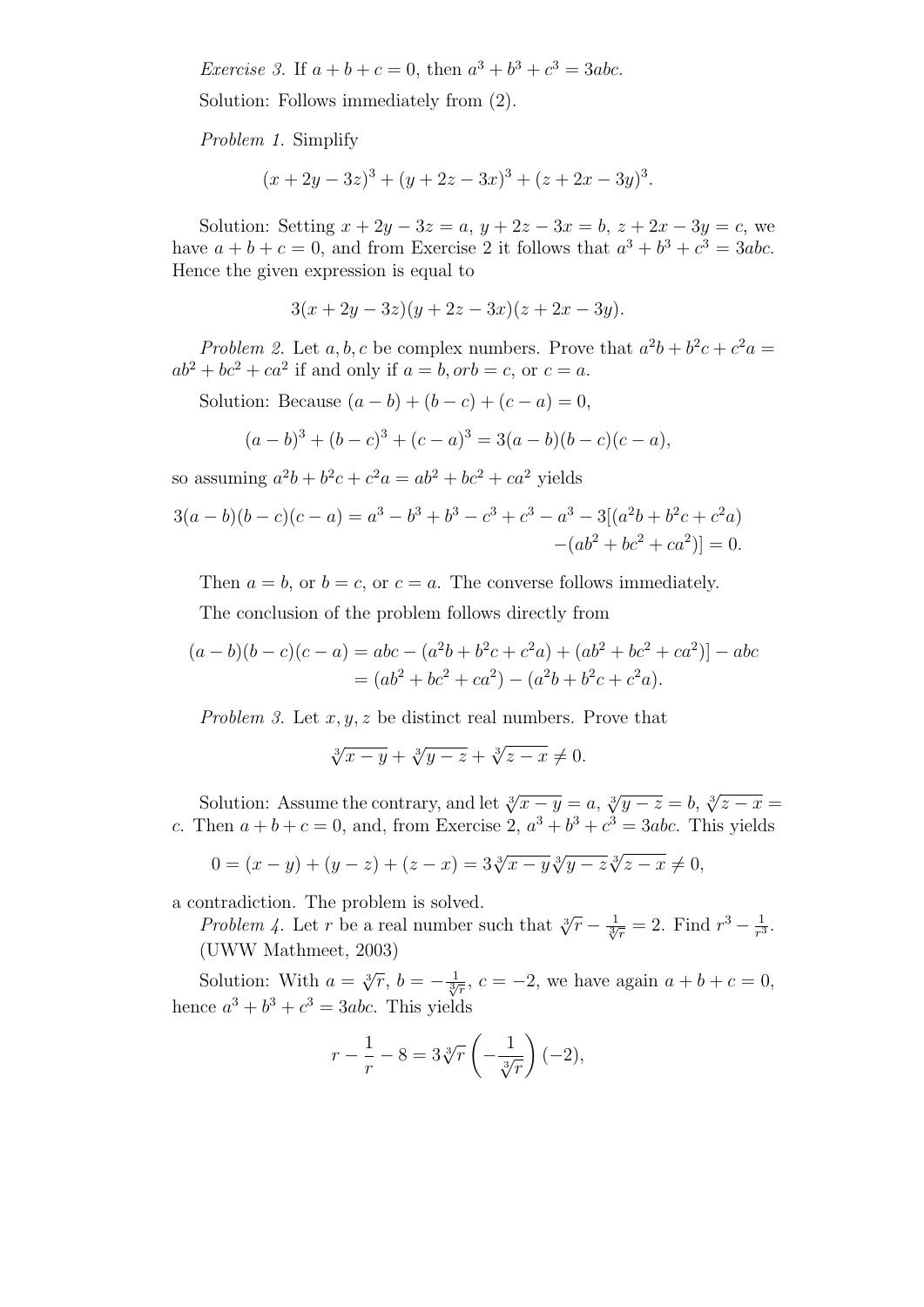*Exercise 3.* If $a+b+c=0$, then $a^3+b^3+c^3=3abc$.

Solution: Follows immediately from (2).

*Problem 1.* Simplify

$$(x+2y-3z)^3+(y+2z-3x)^3+(z+2x-3y)^3.$$

Solution: Setting $x+2y-3z=a$, $y+2z-3x=b$, $z+2x-3y=c$, we have $a+b+c=0$, and from Exercise 2 it follows that $a^3+b^3+c^3=3abc$. Hence the given expression is equal to

$$3(x+2y-3z)(y+2z-3x)(z+2x-3y).$$

*Problem 2.* Let $a,b,c$ be complex numbers. Prove that $a^2b+b^2c+c^2a=ab^2+bc^2+ca^2$ if and only if $a=b, or b=c$, or $c=a$.

Solution: Because $(a-b)+(b-c)+(c-a)=0$,

$$(a-b)^3+(b-c)^3+(c-a)^3=3(a-b)(b-c)(c-a),$$

so assuming $a^2b+b^2c+c^2a=ab^2+bc^2+ca^2$ yields

$$\begin{aligned}3(a-b)(b-c)(c-a)=a^3-b^3+b^3-c^3+c^3-a^3-3[(a^2b+b^2c+c^2a)\\-(ab^2+bc^2+ca^2)]=0.\end{aligned}$$

Then $a=b$, or $b=c$, or $c=a$. The converse follows immediately.

The conclusion of the problem follows directly from

$$\begin{aligned}(a-b)(b-c)(c-a)&=abc-(a^2b+b^2c+c^2a)+(ab^2+bc^2+ca^2)]-abc\\&=(ab^2+bc^2+ca^2)-(a^2b+b^2c+c^2a).\end{aligned}$$

*Problem 3.* Let $x,y,z$ be distinct real numbers. Prove that

$$\sqrt[3]{x-y}+\sqrt[3]{y-z}+\sqrt[3]{z-x}\neq 0.$$

Solution: Assume the contrary, and let $\sqrt[3]{x-y}=a$, $\sqrt[3]{y-z}=b$, $\sqrt[3]{z-x}=c$. Then $a+b+c=0$, and, from Exercise 2, $a^3+b^3+c^3=3abc$. This yields

$$0=(x-y)+(y-z)+(z-x)=3\sqrt[3]{x-y}\sqrt[3]{y-z}\sqrt[3]{z-x}\neq 0,$$

a contradiction. The problem is solved.

*Problem 4.* Let $r$ be a real number such that $\sqrt[3]{r}-\frac{1}{\sqrt[3]{r}}=2$. Find $r^3-\frac{1}{r^3}$. (UWW Mathmeet, 2003)

Solution: With $a=\sqrt[3]{r}$, $b=-\frac{1}{\sqrt[3]{r}}$, $c=-2$, we have again $a+b+c=0$, hence $a^3+b^3+c^3=3abc$. This yields

$$r-\frac{1}{r}-8=3\sqrt[3]{r}\left(-\frac{1}{\sqrt[3]{r}}\right)(-2),$$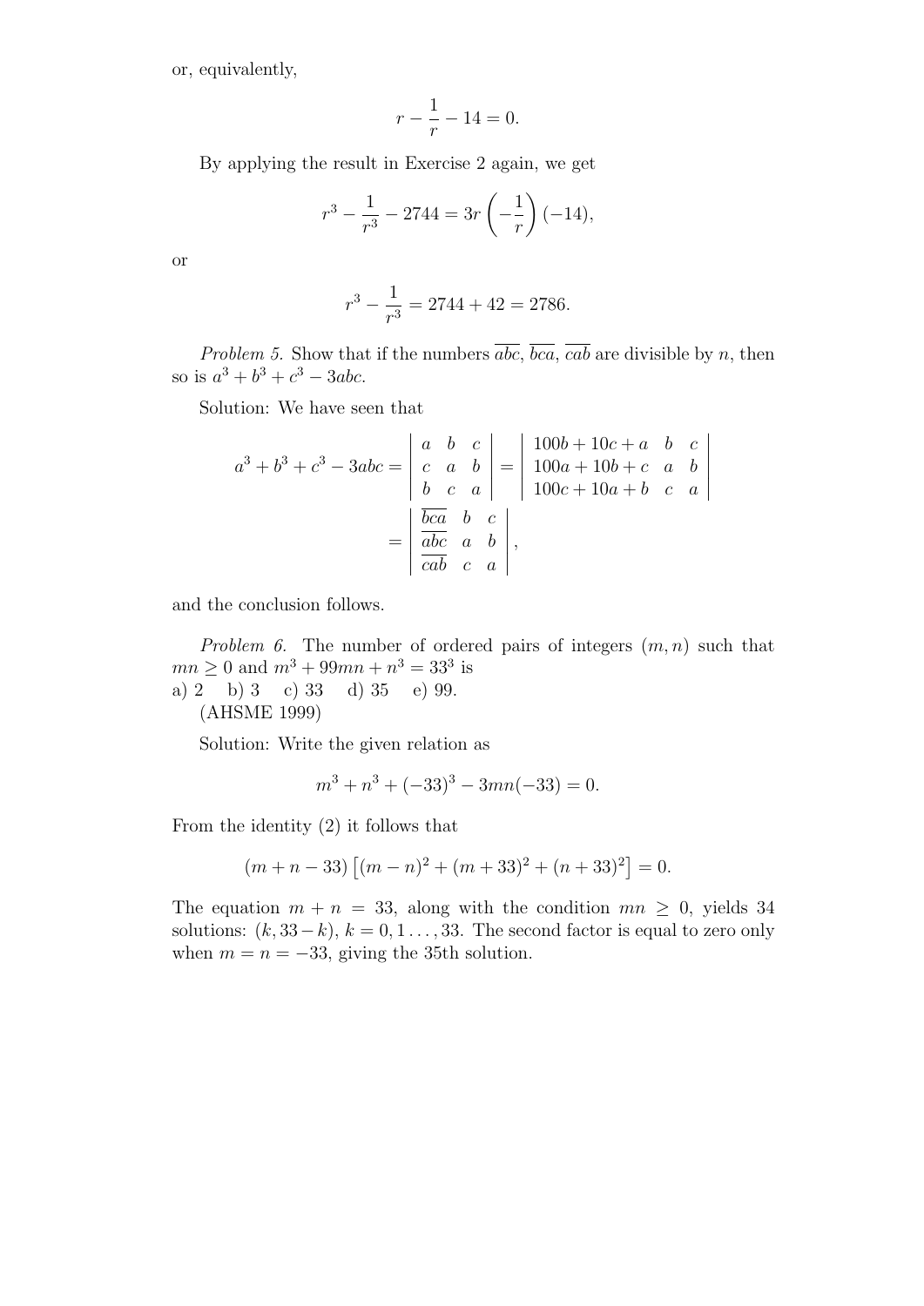or, equivalently,

$$r - \frac{1}{r} - 14 = 0.$$

By applying the result in Exercise 2 again, we get

$$r^3 - \frac{1}{r^3} - 2744 = 3r\left(-\frac{1}{r}\right)(-14),$$

or

$$r^3 - \frac{1}{r^3} = 2744 + 42 = 2786.$$

*Problem 5.* Show that if the numbers $\overline{abc}$, $\overline{bca}$, $\overline{cab}$ are divisible by $n$, then so is $a^3 + b^3 + c^3 - 3abc$.

Solution: We have seen that

$$a^3 + b^3 + c^3 - 3abc = \begin{vmatrix} a & b & c \\ c & a & b \\ b & c & a \end{vmatrix} = \begin{vmatrix} 100b + 10c + a & b & c \\ 100a + 10b + c & a & b \\ 100c + 10a + b & c & a \end{vmatrix}$$
$$= \begin{vmatrix} \overline{bca} & b & c \\ \overline{abc} & a & b \\ \overline{cab} & c & a \end{vmatrix},$$

and the conclusion follows.

*Problem 6.* The number of ordered pairs of integers $(m, n)$ such that $mn \geq 0$ and $m^3 + 99mn + n^3 = 33^3$ is
a) 2 b) 3 c) 33 d) 35 e) 99.
(AHSME 1999)

Solution: Write the given relation as

$$m^3 + n^3 + (-33)^3 - 3mn(-33) = 0.$$

From the identity (2) it follows that

$$(m + n - 33)\left[(m - n)^2 + (m + 33)^2 + (n + 33)^2\right] = 0.$$

The equation $m + n = 33$, along with the condition $mn \geq 0$, yields 34 solutions: $(k, 33 - k)$, $k = 0, 1 \ldots, 33$. The second factor is equal to zero only when $m = n = -33$, giving the 35th solution.